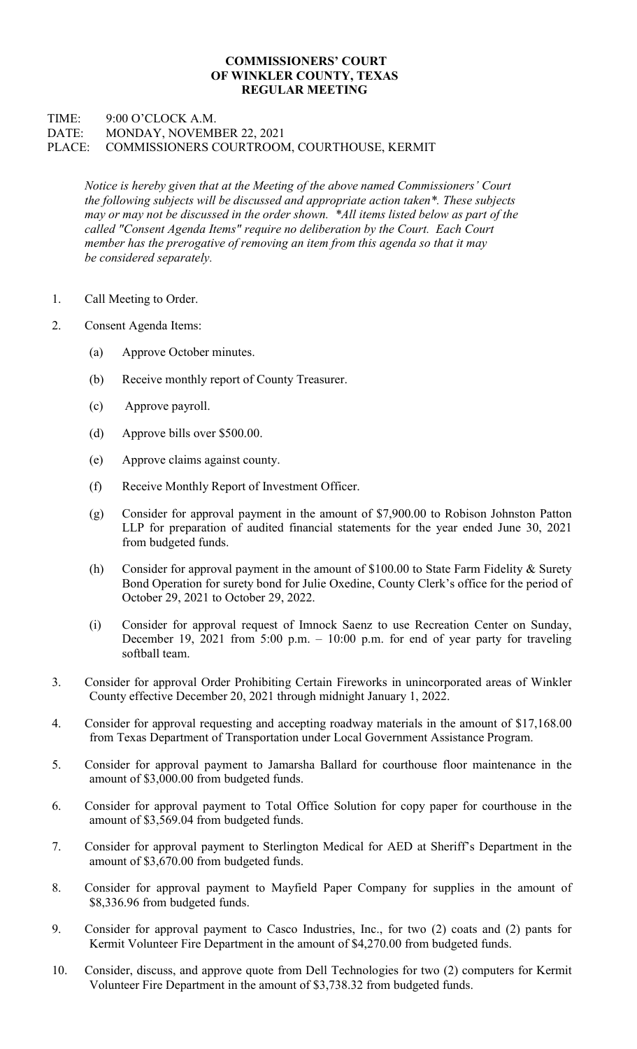**COMMISSIONERS' COURT**
**OF WINKLER COUNTY, TEXAS**
**REGULAR MEETING**

TIME: 9:00 O'CLOCK A.M.
DATE: MONDAY, NOVEMBER 22, 2021
PLACE: COMMISSIONERS COURTROOM, COURTHOUSE, KERMIT

*Notice is hereby given that at the Meeting of the above named Commissioners' Court the following subjects will be discussed and appropriate action taken\*. These subjects may or may not be discussed in the order shown. \*All items listed below as part of the called "Consent Agenda Items" require no deliberation by the Court. Each Court member has the prerogative of removing an item from this agenda so that it may be considered separately.*

1. Call Meeting to Order.

2. Consent Agenda Items:

   (a) Approve October minutes.

   (b) Receive monthly report of County Treasurer.

   (c) Approve payroll.

   (d) Approve bills over $500.00.

   (e) Approve claims against county.

   (f) Receive Monthly Report of Investment Officer.

   (g) Consider for approval payment in the amount of $7,900.00 to Robison Johnston Patton LLP for preparation of audited financial statements for the year ended June 30, 2021 from budgeted funds.

   (h) Consider for approval payment in the amount of $100.00 to State Farm Fidelity & Surety Bond Operation for surety bond for Julie Oxedine, County Clerk's office for the period of October 29, 2021 to October 29, 2022.

   (i) Consider for approval request of Imnock Saenz to use Recreation Center on Sunday, December 19, 2021 from 5:00 p.m. – 10:00 p.m. for end of year party for traveling softball team.

3. Consider for approval Order Prohibiting Certain Fireworks in unincorporated areas of Winkler County effective December 20, 2021 through midnight January 1, 2022.

4. Consider for approval requesting and accepting roadway materials in the amount of $17,168.00 from Texas Department of Transportation under Local Government Assistance Program.

5. Consider for approval payment to Jamarsha Ballard for courthouse floor maintenance in the amount of $3,000.00 from budgeted funds.

6. Consider for approval payment to Total Office Solution for copy paper for courthouse in the amount of $3,569.04 from budgeted funds.

7. Consider for approval payment to Sterlington Medical for AED at Sheriff's Department in the amount of $3,670.00 from budgeted funds.

8. Consider for approval payment to Mayfield Paper Company for supplies in the amount of $8,336.96 from budgeted funds.

9. Consider for approval payment to Casco Industries, Inc., for two (2) coats and (2) pants for Kermit Volunteer Fire Department in the amount of $4,270.00 from budgeted funds.

10. Consider, discuss, and approve quote from Dell Technologies for two (2) computers for Kermit Volunteer Fire Department in the amount of $3,738.32 from budgeted funds.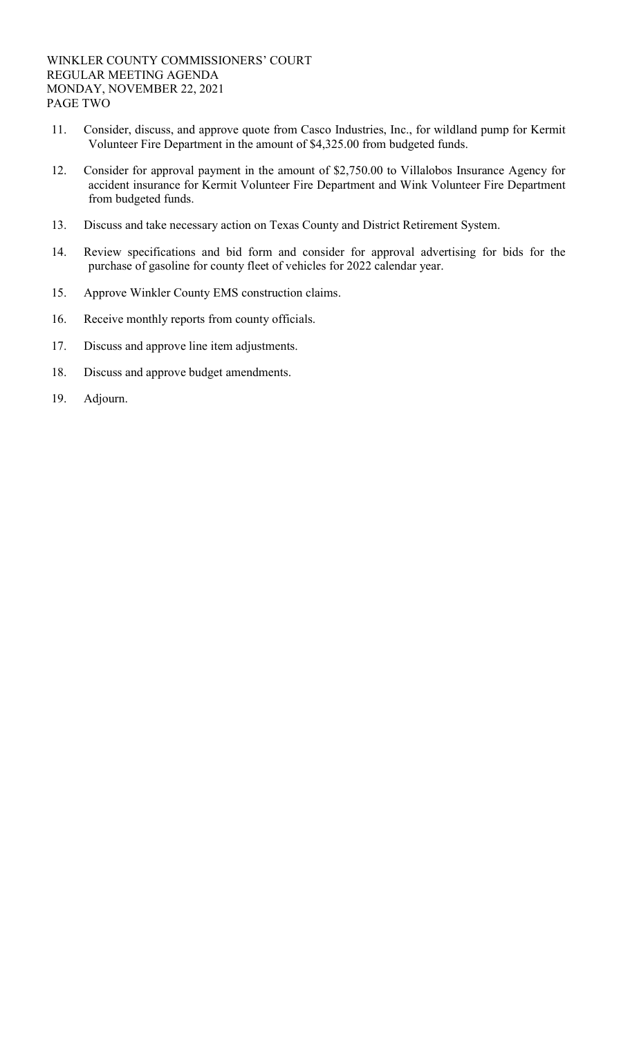11. Consider, discuss, and approve quote from Casco Industries, Inc., for wildland pump for Kermit Volunteer Fire Department in the amount of $4,325.00 from budgeted funds.

12. Consider for approval payment in the amount of $2,750.00 to Villalobos Insurance Agency for accident insurance for Kermit Volunteer Fire Department and Wink Volunteer Fire Department from budgeted funds.

13. Discuss and take necessary action on Texas County and District Retirement System.

14. Review specifications and bid form and consider for approval advertising for bids for the purchase of gasoline for county fleet of vehicles for 2022 calendar year.

15. Approve Winkler County EMS construction claims.

16. Receive monthly reports from county officials.

17. Discuss and approve line item adjustments.

18. Discuss and approve budget amendments.

19. Adjourn.